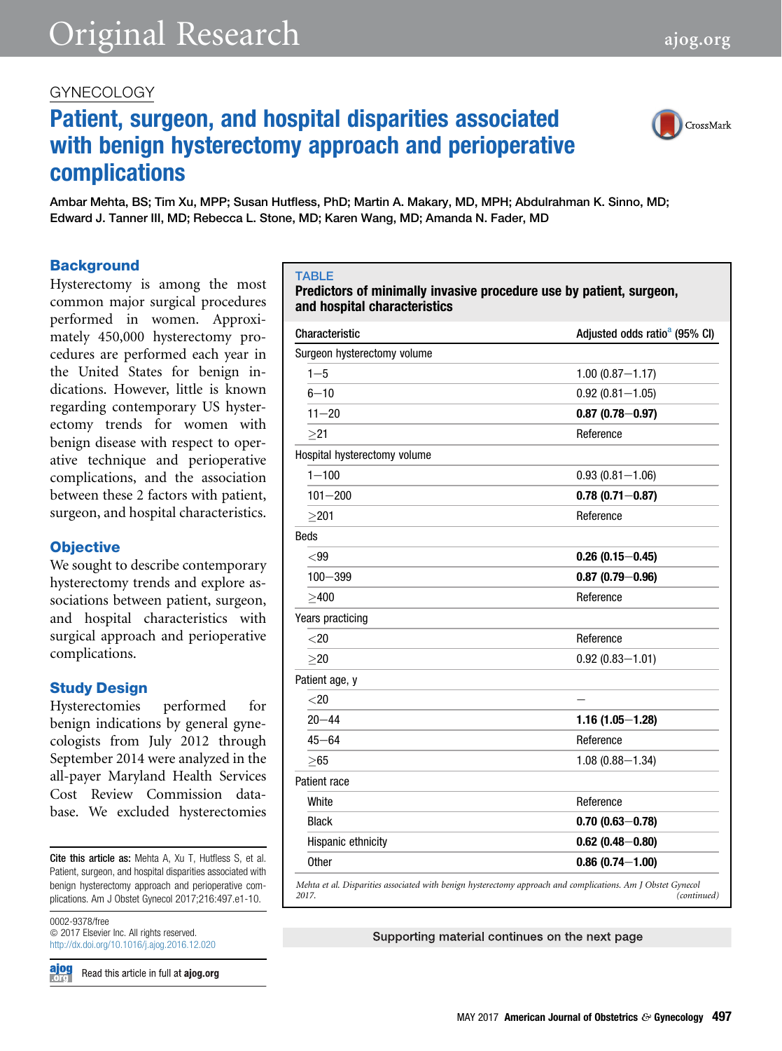GYNECOLOGY

# Patient, surgeon, and hospital disparities associated with benign hysterectomy approach and perioperative complications

Ambar Mehta, BS; Tim Xu, MPP; Susan Hutfless, PhD; Martin A. Makary, MD, MPH; Abdulrahman K. Sinno, MD; Edward J. Tanner III, MD; Rebecca L. Stone, MD; Karen Wang, MD; Amanda N. Fader, MD

## Background

Hysterectomy is among the most common major surgical procedures performed in women. Approximately 450,000 hysterectomy procedures are performed each year in the United States for benign indications. However, little is known regarding contemporary US hysterectomy trends for women with benign disease with respect to operative technique and perioperative complications, and the association between these 2 factors with patient, surgeon, and hospital characteristics.

## Objective

We sought to describe contemporary hysterectomy trends and explore associations between patient, surgeon, and hospital characteristics with surgical approach and perioperative complications.

## Study Design

Hysterectomies performed for benign indications by general gynecologists from July 2012 through September 2014 were analyzed in the all-payer Maryland Health Services Cost Review Commission database. We excluded hysterectomies

**Cite this article as:** Mehta A, Xu T, Hutfless S, et al. Patient, surgeon, and hospital disparities associated with benign hysterectomy approach and perioperative complications. Am J Obstet Gynecol 2017;216:497.e1-10.

0002-9378/free
© 2017 Elsevier Inc. All rights reserved.
http://dx.doi.org/10.1016/j.ajog.2016.12.020

Read this article in full at ajog.org

TABLE
**Predictors of minimally invasive procedure use by patient, surgeon, and hospital characteristics**

| Characteristic | Adjusted odds ratio[a] (95% CI) |
|---|---|
| Surgeon hysterectomy volume | |
| 1–5 | 1.00 (0.87–1.17) |
| 6–10 | 0.92 (0.81–1.05) |
| 11–20 | **0.87 (0.78–0.97)** |
| ≥21 | Reference |
| Hospital hysterectomy volume | |
| 1–100 | 0.93 (0.81–1.06) |
| 101–200 | **0.78 (0.71–0.87)** |
| ≥201 | Reference |
| Beds | |
| <99 | **0.26 (0.15–0.45)** |
| 100–399 | **0.87 (0.79–0.96)** |
| ≥400 | Reference |
| Years practicing | |
| <20 | Reference |
| ≥20 | 0.92 (0.83–1.01) |
| Patient age, y | |
| <20 | — |
| 20–44 | **1.16 (1.05–1.28)** |
| 45–64 | Reference |
| ≥65 | 1.08 (0.88–1.34) |
| Patient race | |
| White | Reference |
| Black | **0.70 (0.63–0.78)** |
| Hispanic ethnicity | **0.62 (0.48–0.80)** |
| Other | **0.86 (0.74–1.00)** |

*Mehta et al. Disparities associated with benign hysterectomy approach and complications. Am J Obstet Gynecol 2017.* (continued)

Supporting material continues on the next page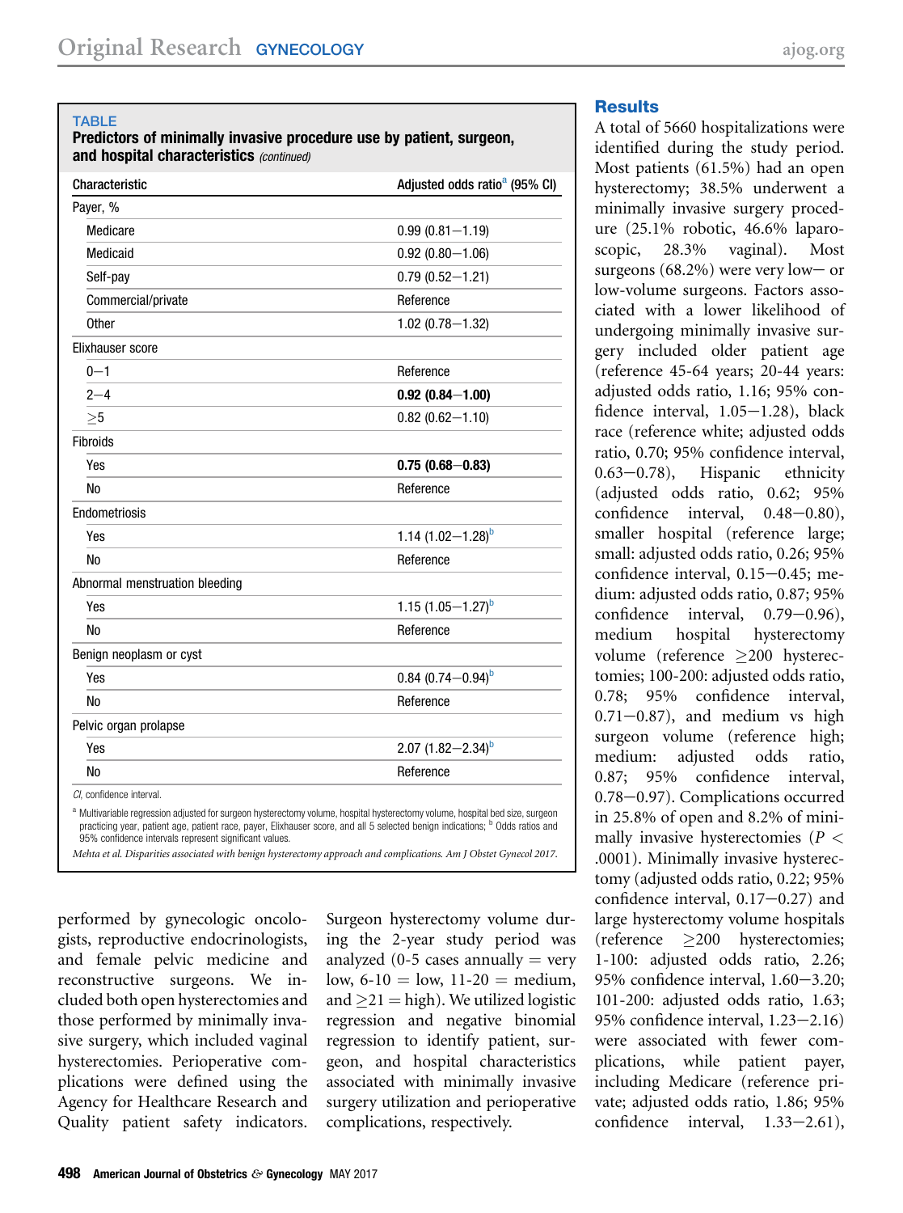**TABLE**

**Predictors of minimally invasive procedure use by patient, surgeon, and hospital characteristics** *(continued)*

| Characteristic | Adjusted odds ratio[a] (95% CI) |
|---|---|
| Payer, % | |
| Medicare | 0.99 (0.81–1.19) |
| Medicaid | 0.92 (0.80–1.06) |
| Self-pay | 0.79 (0.52–1.21) |
| Commercial/private | Reference |
| Other | 1.02 (0.78–1.32) |
| Elixhauser score | |
| 0–1 | Reference |
| 2–4 | **0.92 (0.84–1.00)** |
| ≥5 | 0.82 (0.62–1.10) |
| Fibroids | |
| Yes | **0.75 (0.68–0.83)** |
| No | Reference |
| Endometriosis | |
| Yes | 1.14 (1.02–1.28)[b] |
| No | Reference |
| Abnormal menstruation bleeding | |
| Yes | 1.15 (1.05–1.27)[b] |
| No | Reference |
| Benign neoplasm or cyst | |
| Yes | 0.84 (0.74–0.94)[b] |
| No | Reference |
| Pelvic organ prolapse | |
| Yes | 2.07 (1.82–2.34)[b] |
| No | Reference |

*CI*, confidence interval.

[a] Multivariable regression adjusted for surgeon hysterectomy volume, hospital hysterectomy volume, hospital bed size, surgeon practicing year, patient age, patient race, payer, Elixhauser score, and all 5 selected benign indications; [b] Odds ratios and 95% confidence intervals represent significant values.

*Mehta et al. Disparities associated with benign hysterectomy approach and complications. Am J Obstet Gynecol 2017.*

performed by gynecologic oncologists, reproductive endocrinologists, and female pelvic medicine and reconstructive surgeons. We included both open hysterectomies and those performed by minimally invasive surgery, which included vaginal hysterectomies. Perioperative complications were defined using the Agency for Healthcare Research and Quality patient safety indicators. Surgeon hysterectomy volume during the 2-year study period was analyzed (0-5 cases annually = very low, 6-10 = low, 11-20 = medium, and ≥21 = high). We utilized logistic regression and negative binomial regression to identify patient, surgeon, and hospital characteristics associated with minimally invasive surgery utilization and perioperative complications, respectively.

## Results

A total of 5660 hospitalizations were identified during the study period. Most patients (61.5%) had an open hysterectomy; 38.5% underwent a minimally invasive surgery procedure (25.1% robotic, 46.6% laparoscopic, 28.3% vaginal). Most surgeons (68.2%) were very low– or low-volume surgeons. Factors associated with a lower likelihood of undergoing minimally invasive surgery included older patient age (reference 45-64 years; 20-44 years: adjusted odds ratio, 1.16; 95% confidence interval, 1.05–1.28), black race (reference white; adjusted odds ratio, 0.70; 95% confidence interval, 0.63–0.78), Hispanic ethnicity (adjusted odds ratio, 0.62; 95% confidence interval, 0.48–0.80), smaller hospital (reference large; small: adjusted odds ratio, 0.26; 95% confidence interval, 0.15–0.45; medium: adjusted odds ratio, 0.87; 95% confidence interval, 0.79–0.96), medium hospital hysterectomy volume (reference ≥200 hysterectomies; 100-200: adjusted odds ratio, 0.78; 95% confidence interval, 0.71–0.87), and medium vs high surgeon volume (reference high; medium: adjusted odds ratio, 0.87; 95% confidence interval, 0.78–0.97). Complications occurred in 25.8% of open and 8.2% of minimally invasive hysterectomies ($P < .0001$). Minimally invasive hysterectomy (adjusted odds ratio, 0.22; 95% confidence interval, 0.17–0.27) and large hysterectomy volume hospitals (reference ≥200 hysterectomies; 1-100: adjusted odds ratio, 2.26; 95% confidence interval, 1.60–3.20; 101-200: adjusted odds ratio, 1.63; 95% confidence interval, 1.23–2.16) were associated with fewer complications, while patient payer, including Medicare (reference private; adjusted odds ratio, 1.86; 95% confidence interval, 1.33–2.61),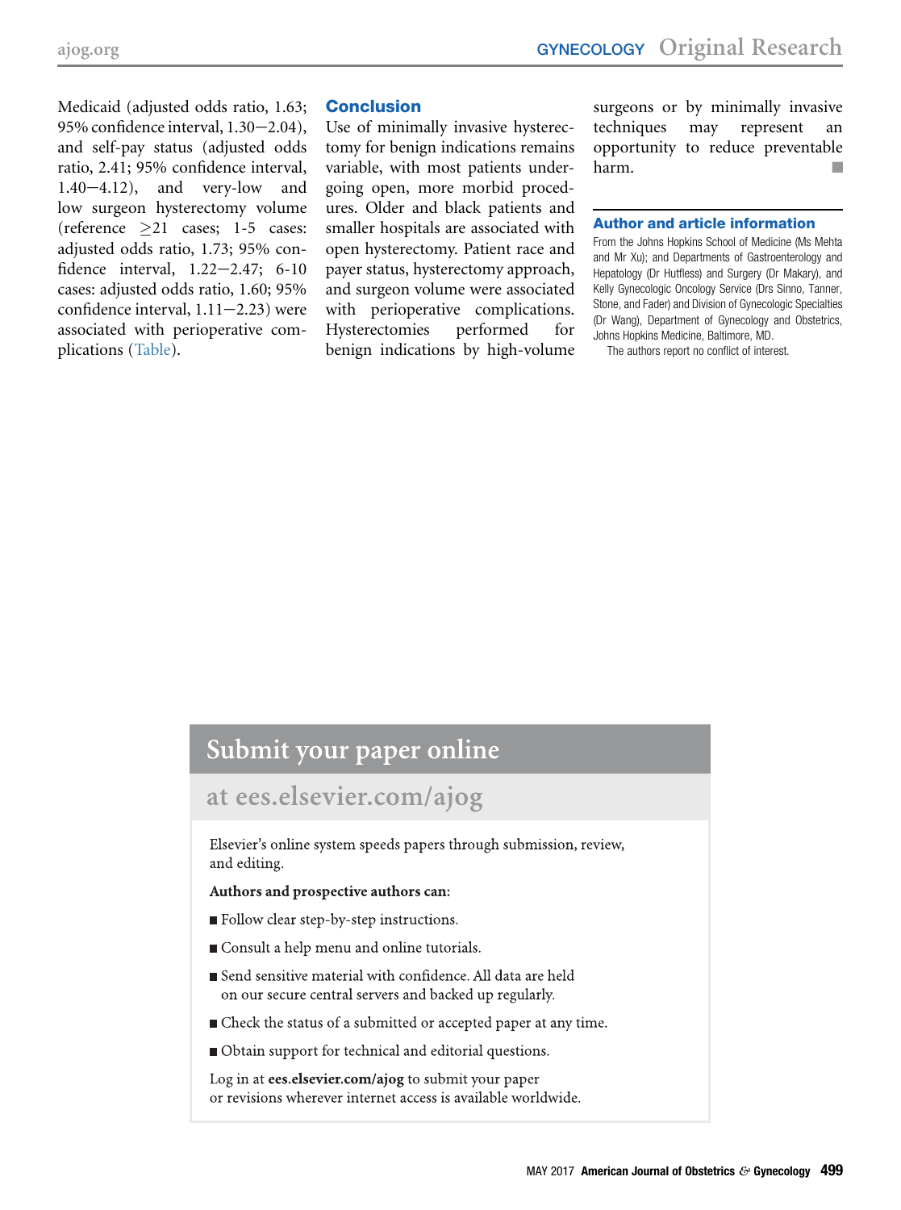Medicaid (adjusted odds ratio, 1.63; 95% confidence interval, 1.30–2.04), and self-pay status (adjusted odds ratio, 2.41; 95% confidence interval, 1.40–4.12), and very-low and low surgeon hysterectomy volume (reference ≥21 cases; 1-5 cases: adjusted odds ratio, 1.73; 95% confidence interval, 1.22–2.47; 6-10 cases: adjusted odds ratio, 1.60; 95% confidence interval, 1.11–2.23) were associated with perioperative complications (Table).

## Conclusion

Use of minimally invasive hysterectomy for benign indications remains variable, with most patients undergoing open, more morbid procedures. Older and black patients and smaller hospitals are associated with open hysterectomy. Patient race and payer status, hysterectomy approach, and surgeon volume were associated with perioperative complications. Hysterectomies performed for benign indications by high-volume surgeons or by minimally invasive techniques may represent an opportunity to reduce preventable harm. ■

## Author and article information

From the Johns Hopkins School of Medicine (Ms Mehta and Mr Xu); and Departments of Gastroenterology and Hepatology (Dr Hutfless) and Surgery (Dr Makary), and Kelly Gynecologic Oncology Service (Drs Sinno, Tanner, Stone, and Fader) and Division of Gynecologic Specialties (Dr Wang), Department of Gynecology and Obstetrics, Johns Hopkins Medicine, Baltimore, MD.

The authors report no conflict of interest.

## Submit your paper online

### at ees.elsevier.com/ajog

Elsevier's online system speeds papers through submission, review, and editing.

**Authors and prospective authors can:**

- Follow clear step-by-step instructions.
- Consult a help menu and online tutorials.
- Send sensitive material with confidence. All data are held on our secure central servers and backed up regularly.
- Check the status of a submitted or accepted paper at any time.
- Obtain support for technical and editorial questions.

Log in at **ees.elsevier.com/ajog** to submit your paper or revisions wherever internet access is available worldwide.